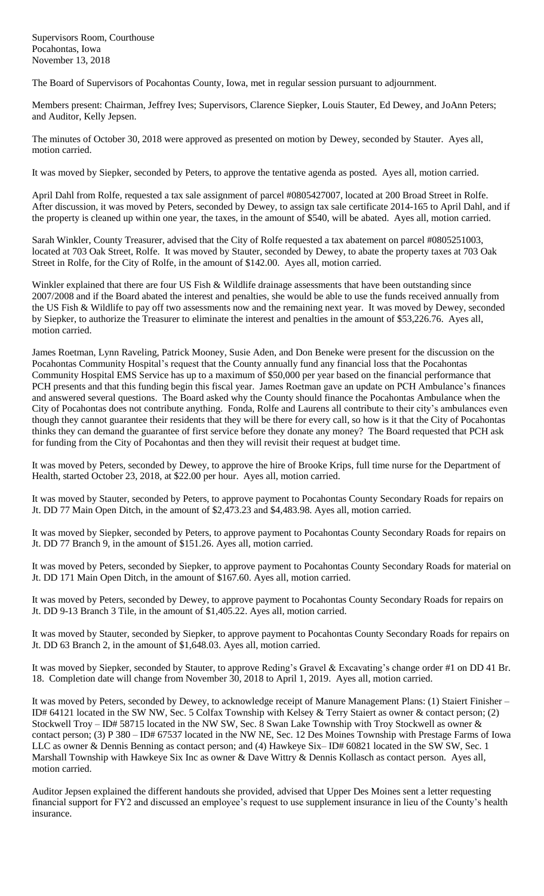Supervisors Room, Courthouse
Pocahontas, Iowa
November 13, 2018

The Board of Supervisors of Pocahontas County, Iowa, met in regular session pursuant to adjournment.

Members present: Chairman, Jeffrey Ives; Supervisors, Clarence Siepker, Louis Stauter, Ed Dewey, and JoAnn Peters; and Auditor, Kelly Jepsen.

The minutes of October 30, 2018 were approved as presented on motion by Dewey, seconded by Stauter. Ayes all, motion carried.

It was moved by Siepker, seconded by Peters, to approve the tentative agenda as posted. Ayes all, motion carried.

April Dahl from Rolfe, requested a tax sale assignment of parcel #0805427007, located at 200 Broad Street in Rolfe. After discussion, it was moved by Peters, seconded by Dewey, to assign tax sale certificate 2014-165 to April Dahl, and if the property is cleaned up within one year, the taxes, in the amount of $540, will be abated. Ayes all, motion carried.

Sarah Winkler, County Treasurer, advised that the City of Rolfe requested a tax abatement on parcel #0805251003, located at 703 Oak Street, Rolfe. It was moved by Stauter, seconded by Dewey, to abate the property taxes at 703 Oak Street in Rolfe, for the City of Rolfe, in the amount of $142.00. Ayes all, motion carried.

Winkler explained that there are four US Fish & Wildlife drainage assessments that have been outstanding since 2007/2008 and if the Board abated the interest and penalties, she would be able to use the funds received annually from the US Fish & Wildlife to pay off two assessments now and the remaining next year. It was moved by Dewey, seconded by Siepker, to authorize the Treasurer to eliminate the interest and penalties in the amount of $53,226.76. Ayes all, motion carried.

James Roetman, Lynn Raveling, Patrick Mooney, Susie Aden, and Don Beneke were present for the discussion on the Pocahontas Community Hospital's request that the County annually fund any financial loss that the Pocahontas Community Hospital EMS Service has up to a maximum of $50,000 per year based on the financial performance that PCH presents and that this funding begin this fiscal year. James Roetman gave an update on PCH Ambulance's finances and answered several questions. The Board asked why the County should finance the Pocahontas Ambulance when the City of Pocahontas does not contribute anything. Fonda, Rolfe and Laurens all contribute to their city's ambulances even though they cannot guarantee their residents that they will be there for every call, so how is it that the City of Pocahontas thinks they can demand the guarantee of first service before they donate any money? The Board requested that PCH ask for funding from the City of Pocahontas and then they will revisit their request at budget time.

It was moved by Peters, seconded by Dewey, to approve the hire of Brooke Krips, full time nurse for the Department of Health, started October 23, 2018, at $22.00 per hour. Ayes all, motion carried.

It was moved by Stauter, seconded by Peters, to approve payment to Pocahontas County Secondary Roads for repairs on Jt. DD 77 Main Open Ditch, in the amount of $2,473.23 and $4,483.98. Ayes all, motion carried.

It was moved by Siepker, seconded by Peters, to approve payment to Pocahontas County Secondary Roads for repairs on Jt. DD 77 Branch 9, in the amount of $151.26. Ayes all, motion carried.

It was moved by Peters, seconded by Siepker, to approve payment to Pocahontas County Secondary Roads for material on Jt. DD 171 Main Open Ditch, in the amount of $167.60. Ayes all, motion carried.

It was moved by Peters, seconded by Dewey, to approve payment to Pocahontas County Secondary Roads for repairs on Jt. DD 9-13 Branch 3 Tile, in the amount of $1,405.22. Ayes all, motion carried.

It was moved by Stauter, seconded by Siepker, to approve payment to Pocahontas County Secondary Roads for repairs on Jt. DD 63 Branch 2, in the amount of $1,648.03. Ayes all, motion carried.

It was moved by Siepker, seconded by Stauter, to approve Reding's Gravel & Excavating's change order #1 on DD 41 Br. 18. Completion date will change from November 30, 2018 to April 1, 2019. Ayes all, motion carried.

It was moved by Peters, seconded by Dewey, to acknowledge receipt of Manure Management Plans: (1) Staiert Finisher – ID# 64121 located in the SW NW, Sec. 5 Colfax Township with Kelsey & Terry Staiert as owner & contact person; (2) Stockwell Troy – ID# 58715 located in the NW SW, Sec. 8 Swan Lake Township with Troy Stockwell as owner & contact person; (3) P 380 – ID# 67537 located in the NW NE, Sec. 12 Des Moines Township with Prestage Farms of Iowa LLC as owner & Dennis Benning as contact person; and (4) Hawkeye Six– ID# 60821 located in the SW SW, Sec. 1 Marshall Township with Hawkeye Six Inc as owner & Dave Wittry & Dennis Kollasch as contact person. Ayes all, motion carried.

Auditor Jepsen explained the different handouts she provided, advised that Upper Des Moines sent a letter requesting financial support for FY2 and discussed an employee's request to use supplement insurance in lieu of the County's health insurance.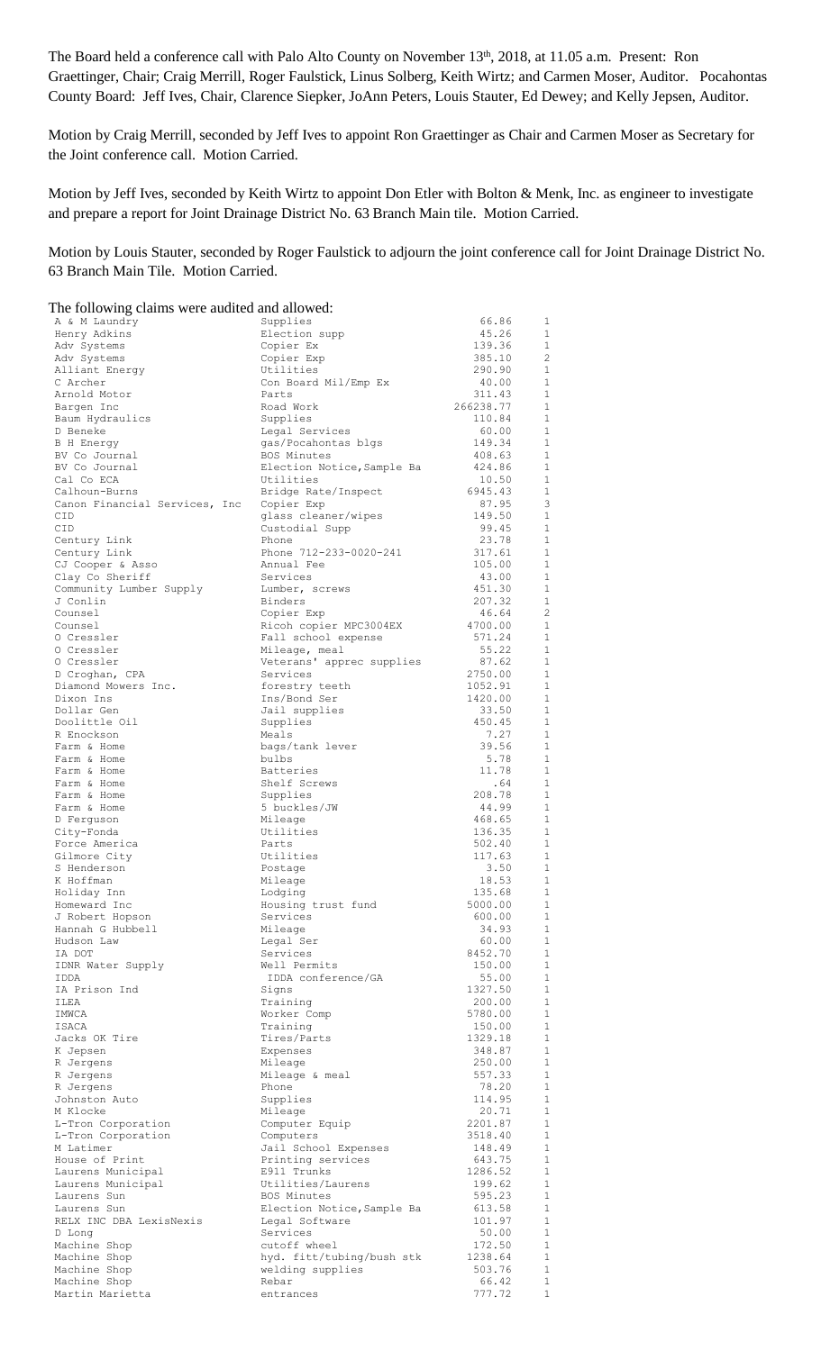The Board held a conference call with Palo Alto County on November 13th, 2018, at 11.05 a.m. Present: Ron Graettinger, Chair; Craig Merrill, Roger Faulstick, Linus Solberg, Keith Wirtz; and Carmen Moser, Auditor. Pocahontas County Board: Jeff Ives, Chair, Clarence Siepker, JoAnn Peters, Louis Stauter, Ed Dewey; and Kelly Jepsen, Auditor.

Motion by Craig Merrill, seconded by Jeff Ives to appoint Ron Graettinger as Chair and Carmen Moser as Secretary for the Joint conference call. Motion Carried.

Motion by Jeff Ives, seconded by Keith Wirtz to appoint Don Etler with Bolton & Menk, Inc. as engineer to investigate and prepare a report for Joint Drainage District No. 63 Branch Main tile. Motion Carried.

Motion by Louis Stauter, seconded by Roger Faulstick to adjourn the joint conference call for Joint Drainage District No. 63 Branch Main Tile. Motion Carried.

The following claims were audited and allowed:

| | | | |
|---|---|---|---|
| A & M Laundry | Supplies | 66.86 | 1 |
| Henry Adkins | Election supp | 45.26 | 1 |
| Adv Systems | Copier Ex | 139.36 | 1 |
| Adv Systems | Copier Exp | 385.10 | 2 |
| Alliant Energy | Utilities | 290.90 | 1 |
| C Archer | Con Board Mil/Emp Ex | 40.00 | 1 |
| Arnold Motor | Parts | 311.43 | 1 |
| Bargen Inc | Road Work | 266238.77 | 1 |
| Baum Hydraulics | Supplies | 110.84 | 1 |
| D Beneke | Legal Services | 60.00 | 1 |
| B H Energy | gas/Pocahontas blgs | 149.34 | 1 |
| BV Co Journal | BOS Minutes | 408.63 | 1 |
| BV Co Journal | Election Notice,Sample Ba | 424.86 | 1 |
| Cal Co ECA | Utilities | 10.50 | 1 |
| Calhoun-Burns | Bridge Rate/Inspect | 6945.43 | 1 |
| Canon Financial Services, Inc | Copier Exp | 87.95 | 3 |
| CID | glass cleaner/wipes | 149.50 | 1 |
| CID | Custodial Supp | 99.45 | 1 |
| Century Link | Phone | 23.78 | 1 |
| Century Link | Phone 712-233-0020-241 | 317.61 | 1 |
| CJ Cooper & Asso | Annual Fee | 105.00 | 1 |
| Clay Co Sheriff | Services | 43.00 | 1 |
| Community Lumber Supply | Lumber, screws | 451.30 | 1 |
| J Conlin | Binders | 207.32 | 1 |
| Counsel | Copier Exp | 46.64 | 2 |
| Counsel | Ricoh copier MPC3004EX | 4700.00 | 1 |
| O Cressler | Fall school expense | 571.24 | 1 |
| O Cressler | Mileage, meal | 55.22 | 1 |
| O Cressler | Veterans' apprec supplies | 87.62 | 1 |
| D Croghan, CPA | Services | 2750.00 | 1 |
| Diamond Mowers Inc. | forestry teeth | 1052.91 | 1 |
| Dixon Ins | Ins/Bond Ser | 1420.00 | 1 |
| Dollar Gen | Jail supplies | 33.50 | 1 |
| Doolittle Oil | Supplies | 450.45 | 1 |
| R Enockson | Meals | 7.27 | 1 |
| Farm & Home | bags/tank lever | 39.56 | 1 |
| Farm & Home | bulbs | 5.78 | 1 |
| Farm & Home | Batteries | 11.78 | 1 |
| Farm & Home | Shelf Screws | .64 | 1 |
| Farm & Home | Supplies | 208.78 | 1 |
| Farm & Home | 5 buckles/JW | 44.99 | 1 |
| D Ferguson | Mileage | 468.65 | 1 |
| City-Fonda | Utilities | 136.35 | 1 |
| Force America | Parts | 502.40 | 1 |
| Gilmore City | Utilities | 117.63 | 1 |
| S Henderson | Postage | 3.50 | 1 |
| K Hoffman | Mileage | 18.53 | 1 |
| Holiday Inn | Lodging | 135.68 | 1 |
| Homeward Inc | Housing trust fund | 5000.00 | 1 |
| J Robert Hopson | Services | 600.00 | 1 |
| Hannah G Hubbell | Mileage | 34.93 | 1 |
| Hudson Law | Legal Ser | 60.00 | 1 |
| IA DOT | Services | 8452.70 | 1 |
| IDNR Water Supply | Well Permits | 150.00 | 1 |
| IDDA | IDDA conference/GA | 55.00 | 1 |
| IA Prison Ind | Signs | 1327.50 | 1 |
| ILEA | Training | 200.00 | 1 |
| IMWCA | Worker Comp | 5780.00 | 1 |
| ISACA | Training | 150.00 | 1 |
| Jacks OK Tire | Tires/Parts | 1329.18 | 1 |
| K Jepsen | Expenses | 348.87 | 1 |
| R Jergens | Mileage | 250.00 | 1 |
| R Jergens | Mileage & meal | 557.33 | 1 |
| R Jergens | Phone | 78.20 | 1 |
| Johnston Auto | Supplies | 114.95 | 1 |
| M Klocke | Mileage | 20.71 | 1 |
| L-Tron Corporation | Computer Equip | 2201.87 | 1 |
| L-Tron Corporation | Computers | 3518.40 | 1 |
| M Latimer | Jail School Expenses | 148.49 | 1 |
| House of Print | Printing services | 643.75 | 1 |
| Laurens Municipal | E911 Trunks | 1286.52 | 1 |
| Laurens Municipal | Utilities/Laurens | 199.62 | 1 |
| Laurens Sun | BOS Minutes | 595.23 | 1 |
| Laurens Sun | Election Notice,Sample Ba | 613.58 | 1 |
| RELX INC DBA LexisNexis | Legal Software | 101.97 | 1 |
| D Long | Services | 50.00 | 1 |
| Machine Shop | cutoff wheel | 172.50 | 1 |
| Machine Shop | hyd. fitt/tubing/bush stk | 1238.64 | 1 |
| Machine Shop | welding supplies | 503.76 | 1 |
| Machine Shop | Rebar | 66.42 | 1 |
| Martin Marietta | entrances | 777.72 | 1 |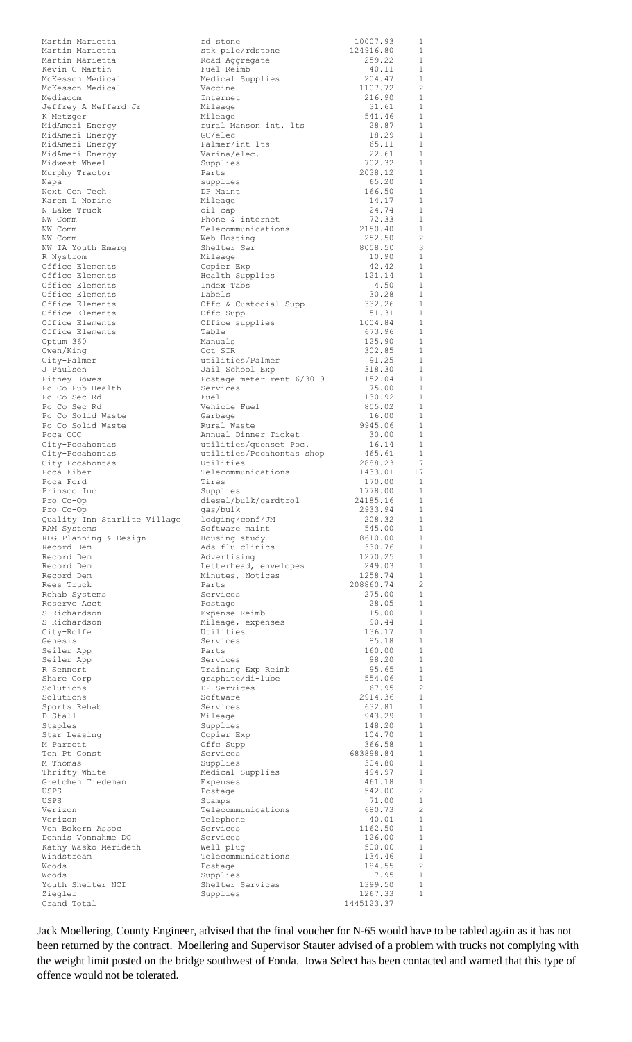| | | | |
|---|---|---|---|
| Martin Marietta | rd stone | 10007.93 | 1 |
| Martin Marietta | stk pile/rdstone | 124916.80 | 1 |
| Martin Marietta | Road Aggregate | 259.22 | 1 |
| Kevin C Martin | Fuel Reimb | 40.11 | 1 |
| McKesson Medical | Medical Supplies | 204.47 | 1 |
| McKesson Medical | Vaccine | 1107.72 | 2 |
| Mediacom | Internet | 216.90 | 1 |
| Jeffrey A Mefferd Jr | Mileage | 31.61 | 1 |
| K Metzger | Mileage | 541.46 | 1 |
| MidAmeri Energy | rural Manson int. lts | 28.87 | 1 |
| MidAmeri Energy | GC/elec | 18.29 | 1 |
| MidAmeri Energy | Palmer/int lts | 65.11 | 1 |
| MidAmeri Energy | Varina/elec. | 22.61 | 1 |
| Midwest Wheel | Supplies | 702.32 | 1 |
| Murphy Tractor | Parts | 2038.12 | 1 |
| Napa | supplies | 65.20 | 1 |
| Next Gen Tech | DP Maint | 166.50 | 1 |
| Karen L Norine | Mileage | 14.17 | 1 |
| N Lake Truck | oil cap | 24.74 | 1 |
| NW Comm | Phone & internet | 72.33 | 1 |
| NW Comm | Telecommunications | 2150.40 | 1 |
| NW Comm | Web Hosting | 252.50 | 2 |
| NW IA Youth Emerg | Shelter Ser | 8058.50 | 3 |
| R Nystrom | Mileage | 10.90 | 1 |
| Office Elements | Copier Exp | 42.42 | 1 |
| Office Elements | Health Supplies | 121.14 | 1 |
| Office Elements | Index Tabs | 4.50 | 1 |
| Office Elements | Labels | 30.28 | 1 |
| Office Elements | Offc & Custodial Supp | 332.26 | 1 |
| Office Elements | Offc Supp | 51.31 | 1 |
| Office Elements | Office supplies | 1004.84 | 1 |
| Office Elements | Table | 673.96 | 1 |
| Optum 360 | Manuals | 125.90 | 1 |
| Owen/King | Oct SIR | 302.85 | 1 |
| City-Palmer | utilities/Palmer | 91.25 | 1 |
| J Paulsen | Jail School Exp | 318.30 | 1 |
| Pitney Bowes | Postage meter rent 6/30-9 | 152.04 | 1 |
| Po Co Pub Health | Services | 75.00 | 1 |
| Po Co Sec Rd | Fuel | 130.92 | 1 |
| Po Co Sec Rd | Vehicle Fuel | 855.02 | 1 |
| Po Co Solid Waste | Garbage | 16.00 | 1 |
| Po Co Solid Waste | Rural Waste | 9945.06 | 1 |
| Poca COC | Annual Dinner Ticket | 30.00 | 1 |
| City-Pocahontas | utilities/quonset Poc. | 16.14 | 1 |
| City-Pocahontas | utilities/Pocahontas shop | 465.61 | 1 |
| City-Pocahontas | Utilities | 2888.23 | 7 |
| Poca Fiber | Telecommunications | 1433.01 | 17 |
| Poca Ford | Tires | 170.00 | 1 |
| Prinsco Inc | Supplies | 1778.00 | 1 |
| Pro Co-Op | diesel/bulk/cardtrol | 24185.16 | 1 |
| Pro Co-Op | gas/bulk | 2933.94 | 1 |
| Quality Inn Starlite Village | lodging/conf/JM | 208.32 | 1 |
| RAM Systems | Software maint | 545.00 | 1 |
| RDG Planning & Design | Housing study | 8610.00 | 1 |
| Record Dem | Ads-flu clinics | 330.76 | 1 |
| Record Dem | Advertising | 1270.25 | 1 |
| Record Dem | Letterhead, envelopes | 249.03 | 1 |
| Record Dem | Minutes, Notices | 1258.74 | 1 |
| Rees Truck | Parts | 208860.74 | 2 |
| Rehab Systems | Services | 275.00 | 1 |
| Reserve Acct | Postage | 28.05 | 1 |
| S Richardson | Expense Reimb | 15.00 | 1 |
| S Richardson | Mileage, expenses | 90.44 | 1 |
| City-Rolfe | Utilities | 136.17 | 1 |
| Genesis | Services | 85.18 | 1 |
| Seiler App | Parts | 160.00 | 1 |
| Seiler App | Services | 98.20 | 1 |
| R Sennert | Training Exp Reimb | 95.65 | 1 |
| Share Corp | graphite/di-lube | 554.06 | 1 |
| Solutions | DP Services | 67.95 | 2 |
| Solutions | Software | 2914.36 | 1 |
| Sports Rehab | Services | 632.81 | 1 |
| D Stall | Mileage | 943.29 | 1 |
| Staples | Supplies | 148.20 | 1 |
| Star Leasing | Copier Exp | 104.70 | 1 |
| M Parrott | Offc Supp | 366.58 | 1 |
| Ten Pt Const | Services | 683898.84 | 1 |
| M Thomas | Supplies | 304.80 | 1 |
| Thrifty White | Medical Supplies | 494.97 | 1 |
| Gretchen Tiedeman | Expenses | 461.18 | 1 |
| USPS | Postage | 542.00 | 2 |
| USPS | Stamps | 71.00 | 1 |
| Verizon | Telecommunications | 680.73 | 2 |
| Verizon | Telephone | 40.01 | 1 |
| Von Bokern Assoc | Services | 1162.50 | 1 |
| Dennis Vonnahme DC | Services | 126.00 | 1 |
| Kathy Wasko-Merideth | Well plug | 500.00 | 1 |
| Windstream | Telecommunications | 134.46 | 1 |
| Woods | Postage | 184.55 | 2 |
| Woods | Supplies | 7.95 | 1 |
| Youth Shelter NCI | Shelter Services | 1399.50 | 1 |
| Ziegler | Supplies | 1267.33 | 1 |
| Grand Total | | 1445123.37 | |

Jack Moellering, County Engineer, advised that the final voucher for N-65 would have to be tabled again as it has not been returned by the contract. Moellering and Supervisor Stauter advised of a problem with trucks not complying with the weight limit posted on the bridge southwest of Fonda. Iowa Select has been contacted and warned that this type of offence would not be tolerated.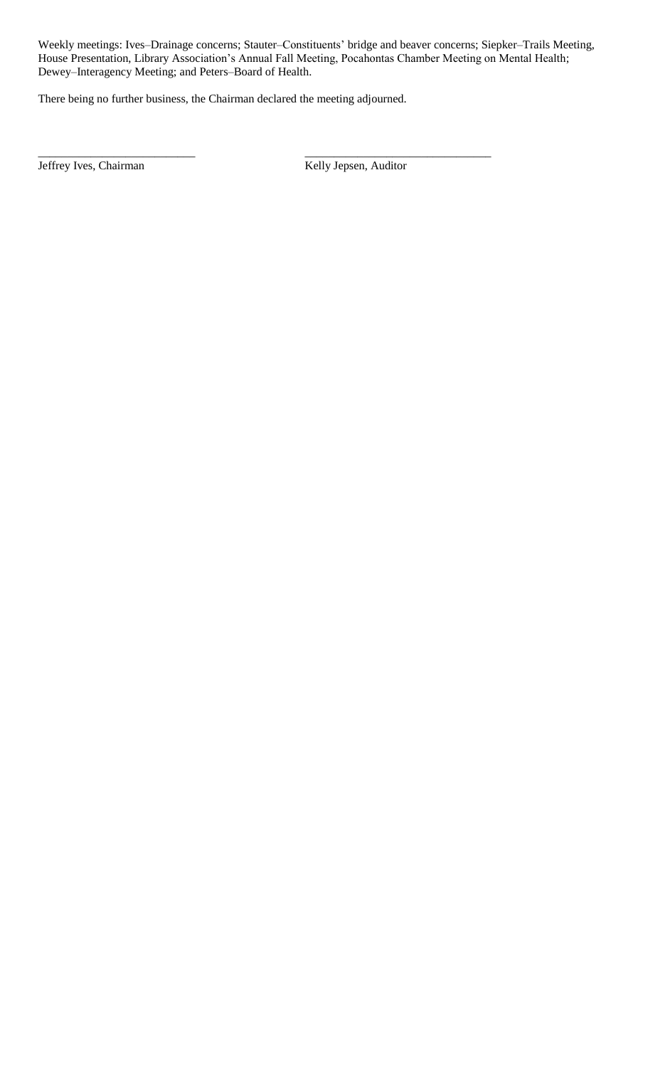Weekly meetings: Ives–Drainage concerns; Stauter–Constituents' bridge and beaver concerns; Siepker–Trails Meeting, House Presentation, Library Association's Annual Fall Meeting, Pocahontas Chamber Meeting on Mental Health; Dewey–Interagency Meeting; and Peters–Board of Health.

There being no further business, the Chairman declared the meeting adjourned.

| | |
|---|---|
| ___________________________ | ________________________________ |
| Jeffrey Ives, Chairman | Kelly Jepsen, Auditor |